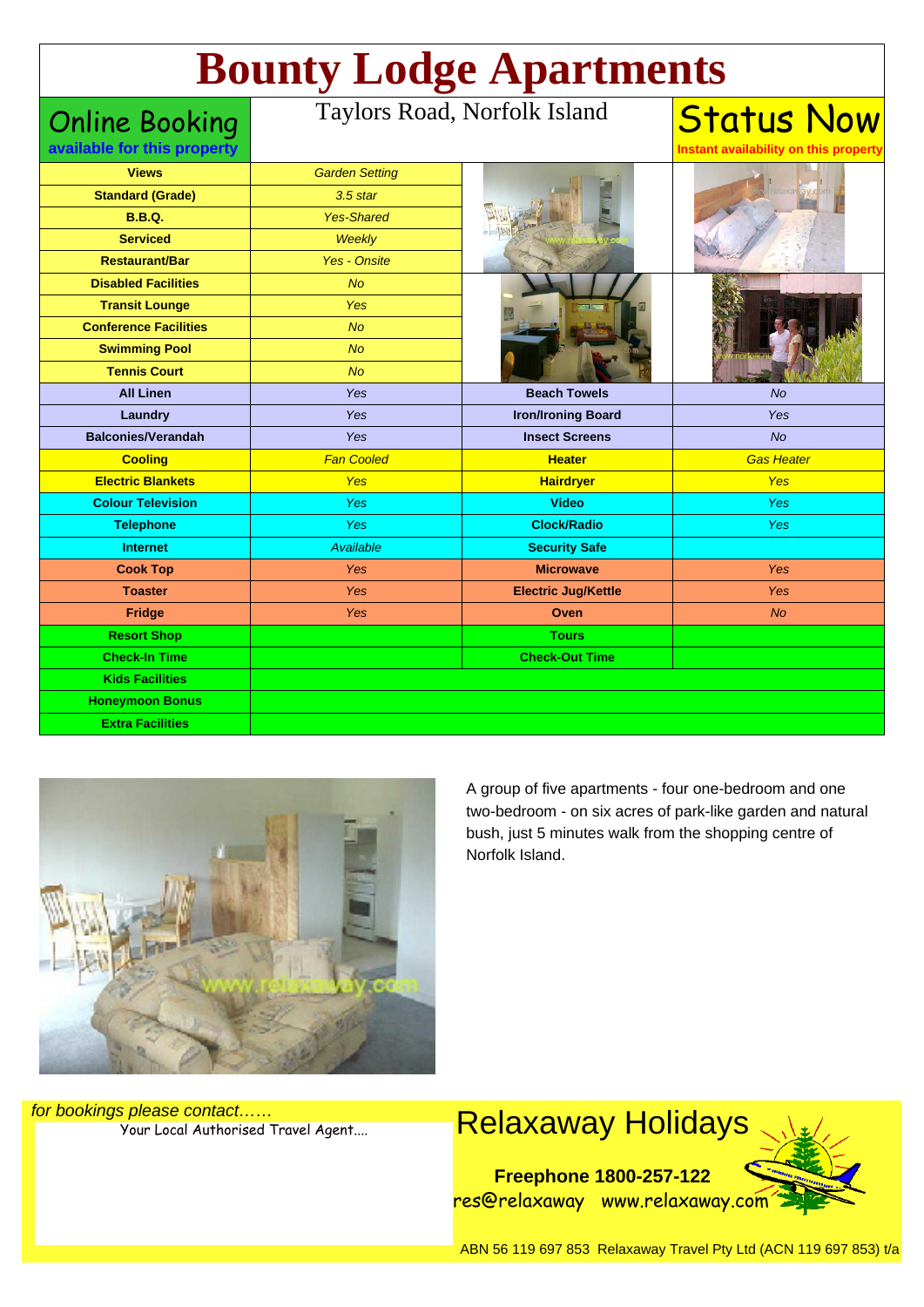# Bounty Lodge Apartments

**Online Booking**
**available for this property**

Taylors Road, Norfolk Island

**Status Now**
**Instant availability on this property**

| Feature | Value |
|---|---|
| **Views** | *Garden Setting* |
| **Standard (Grade)** | *3.5 star* |
| **B.B.Q.** | *Yes-Shared* |
| **Serviced** | *Weekly* |
| **Restaurant/Bar** | *Yes - Onsite* |
| **Disabled Facilities** | *No* |
| **Transit Lounge** | *Yes* |
| **Conference Facilities** | *No* |
| **Swimming Pool** | *No* |
| **Tennis Court** | *No* |

| Feature | Value | Feature | Value |
|---|---|---|---|
| **All Linen** | *Yes* | **Beach Towels** | *No* |
| **Laundry** | *Yes* | **Iron/Ironing Board** | *Yes* |
| **Balconies/Verandah** | *Yes* | **Insect Screens** | *No* |
| **Cooling** | *Fan Cooled* | **Heater** | *Gas Heater* |
| **Electric Blankets** | *Yes* | **Hairdryer** | *Yes* |
| **Colour Television** | *Yes* | **Video** | *Yes* |
| **Telephone** | *Yes* | **Clock/Radio** | *Yes* |
| **Internet** | *Available* | **Security Safe** | |
| **Cook Top** | *Yes* | **Microwave** | *Yes* |
| **Toaster** | *Yes* | **Electric Jug/Kettle** | *Yes* |
| **Fridge** | *Yes* | **Oven** | *No* |
| **Resort Shop** | | **Tours** | |
| **Check-In Time** | | **Check-Out Time** | |
| **Kids Facilities** | | | |
| **Honeymoon Bonus** | | | |
| **Extra Facilities** | | | |

A group of five apartments - four one-bedroom and one two-bedroom - on six acres of park-like garden and natural bush, just 5 minutes walk from the shopping centre of Norfolk Island.

*for bookings please contact……*
Your Local Authorised Travel Agent….

## Relaxaway Holidays

**Freephone 1800-257-122**
res@relaxaway www.relaxaway.com

ABN 56 119 697 853 Relaxaway Travel Pty Ltd (ACN 119 697 853) t/a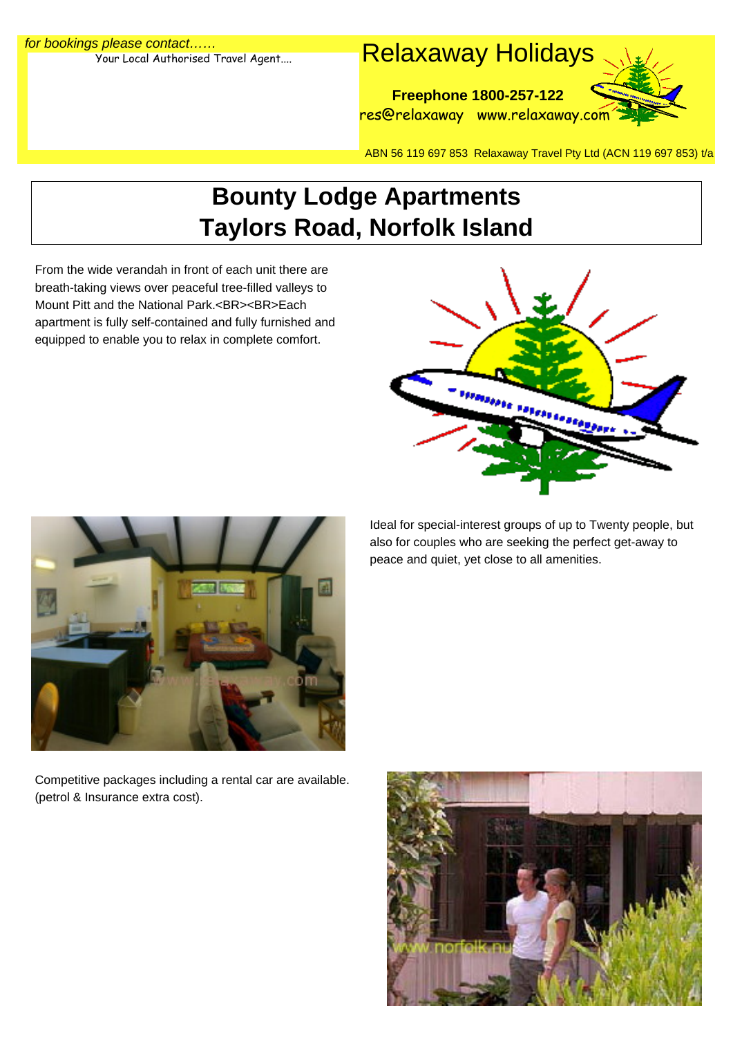*for bookings please contact……*

Your Local Authorised Travel Agent....

Relaxaway Holidays

**Freephone 1800-257-122**

res@relaxaway www.relaxaway.com

ABN 56 119 697 853 Relaxaway Travel Pty Ltd (ACN 119 697 853) t/a

# Bounty Lodge Apartments
# Taylors Road, Norfolk Island

From the wide verandah in front of each unit there are breath-taking views over peaceful tree-filled valleys to Mount Pitt and the National Park.<BR><BR>Each apartment is fully self-contained and fully furnished and equipped to enable you to relax in complete comfort.

Ideal for special-interest groups of up to Twenty people, but also for couples who are seeking the perfect get-away to peace and quiet, yet close to all amenities.

Competitive packages including a rental car are available. (petrol & Insurance extra cost).